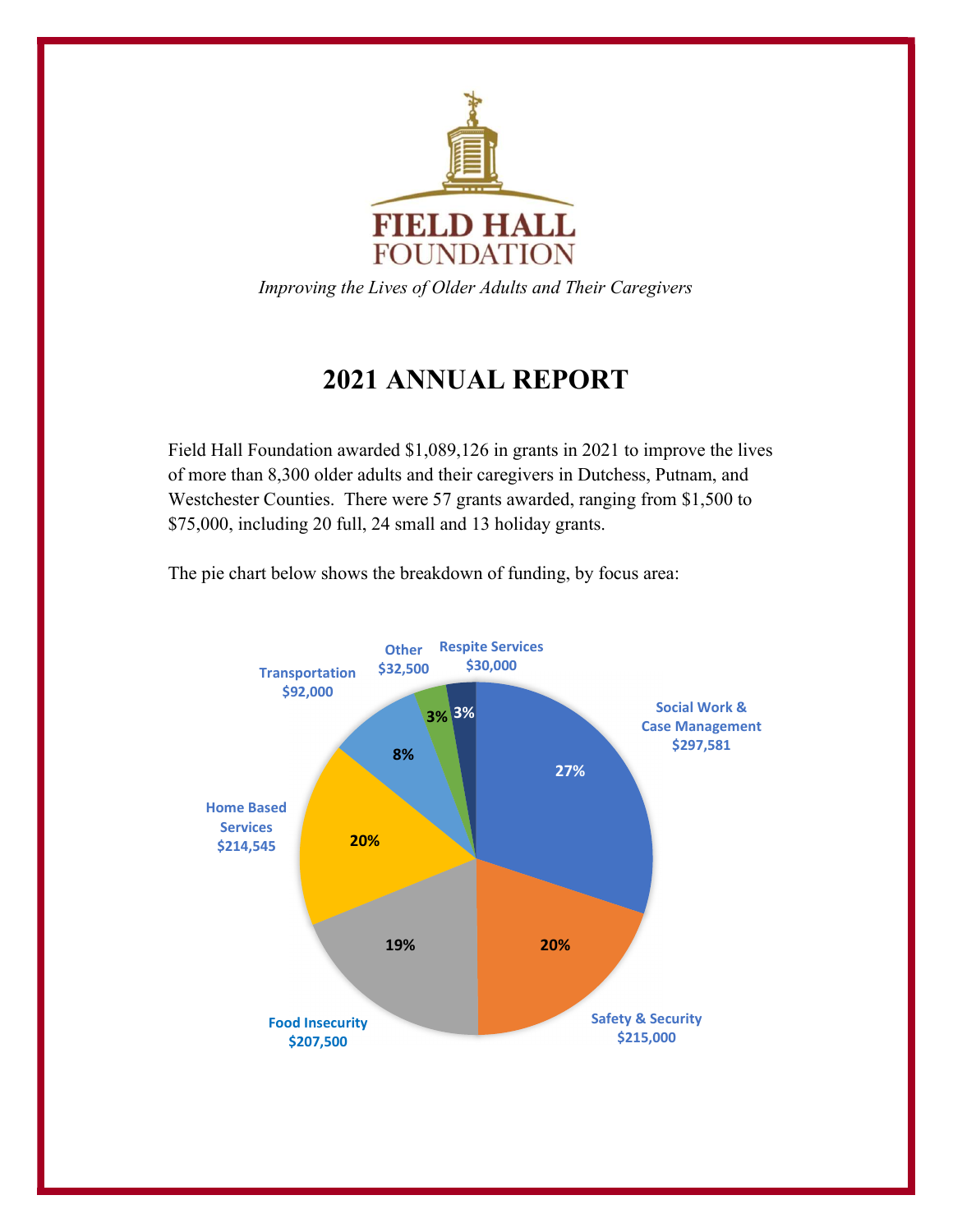FIELD HALL FOUNDATION

*Improving the Lives of Older Adults and Their Caregivers*

# 2021 ANNUAL REPORT

Field Hall Foundation awarded $1,089,126 in grants in 2021 to improve the lives of more than 8,300 older adults and their caregivers in Dutchess, Putnam, and Westchester Counties. There were 57 grants awarded, ranging from $1,500 to $75,000, including 20 full, 24 small and 13 holiday grants.

The pie chart below shows the breakdown of funding, by focus area:

| Focus Area | Amount | Percentage |
|---|---|---|
| Social Work & Case Management | $297,581 | 27% |
| Safety & Security | $215,000 | 20% |
| Food Insecurity | $207,500 | 19% |
| Home Based Services | $214,545 | 20% |
| Transportation | $92,000 | 8% |
| Other | $32,500 | 3% |
| Respite Services | $30,000 | 3% |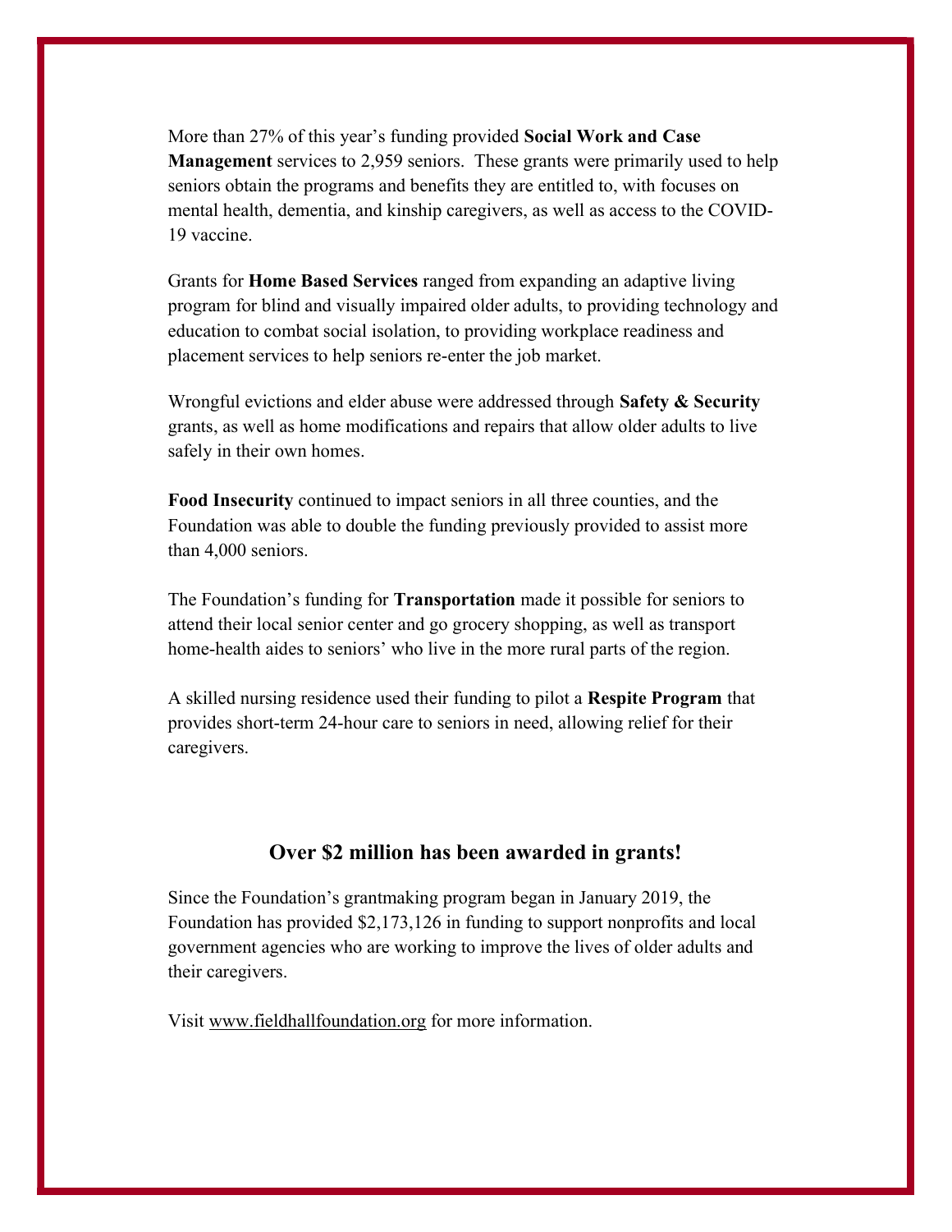More than 27% of this year's funding provided **Social Work and Case Management** services to 2,959 seniors. These grants were primarily used to help seniors obtain the programs and benefits they are entitled to, with focuses on mental health, dementia, and kinship caregivers, as well as access to the COVID-19 vaccine.

Grants for **Home Based Services** ranged from expanding an adaptive living program for blind and visually impaired older adults, to providing technology and education to combat social isolation, to providing workplace readiness and placement services to help seniors re-enter the job market.

Wrongful evictions and elder abuse were addressed through **Safety & Security** grants, as well as home modifications and repairs that allow older adults to live safely in their own homes.

**Food Insecurity** continued to impact seniors in all three counties, and the Foundation was able to double the funding previously provided to assist more than 4,000 seniors.

The Foundation's funding for **Transportation** made it possible for seniors to attend their local senior center and go grocery shopping, as well as transport home-health aides to seniors' who live in the more rural parts of the region.

A skilled nursing residence used their funding to pilot a **Respite Program** that provides short-term 24-hour care to seniors in need, allowing relief for their caregivers.

## Over $2 million has been awarded in grants!

Since the Foundation's grantmaking program began in January 2019, the Foundation has provided $2,173,126 in funding to support nonprofits and local government agencies who are working to improve the lives of older adults and their caregivers.

Visit www.fieldhallfoundation.org for more information.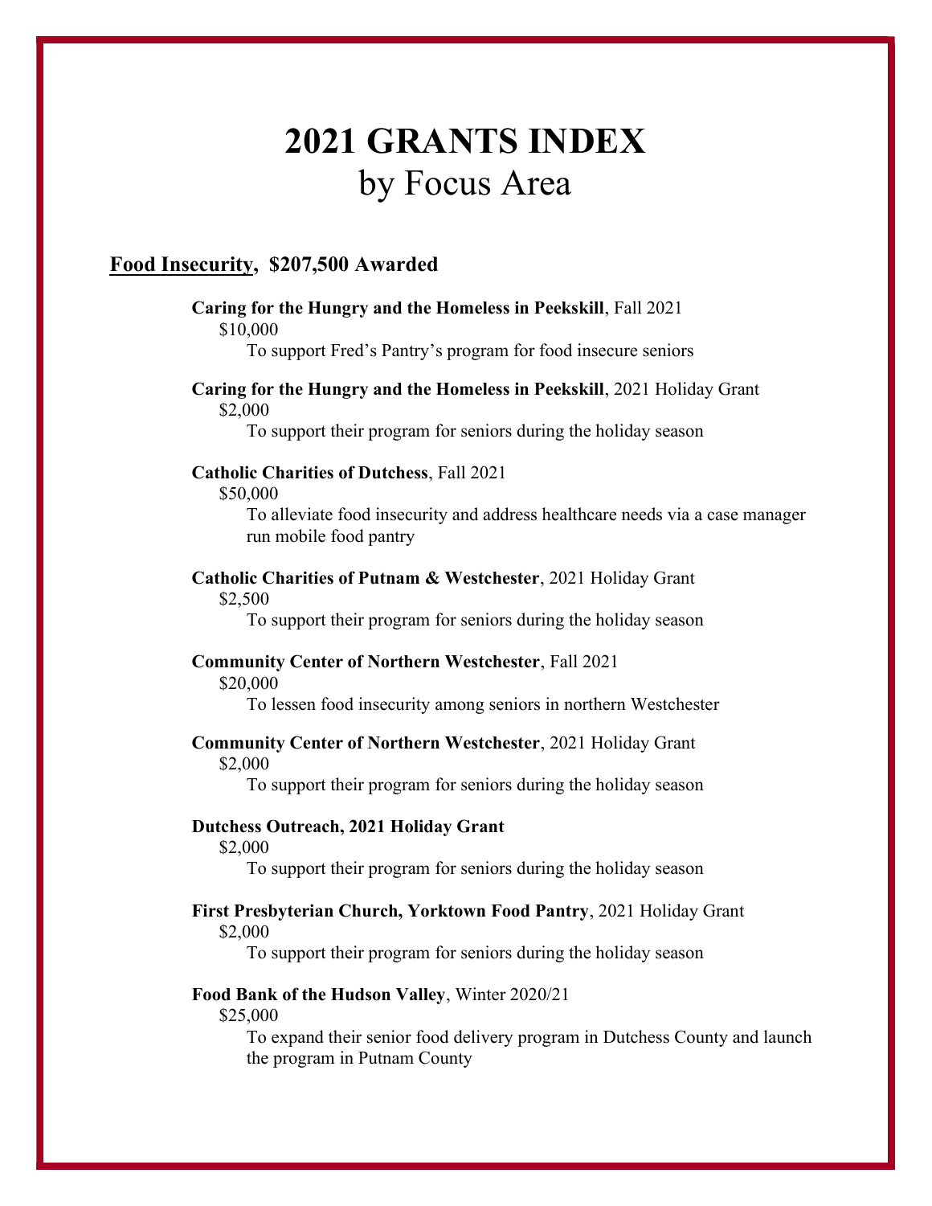# 2021 GRANTS INDEX
## by Focus Area

### Food Insecurity, $207,500 Awarded

**Caring for the Hungry and the Homeless in Peekskill**, Fall 2021
$10,000
To support Fred's Pantry's program for food insecure seniors

**Caring for the Hungry and the Homeless in Peekskill**, 2021 Holiday Grant
$2,000
To support their program for seniors during the holiday season

**Catholic Charities of Dutchess**, Fall 2021
$50,000
To alleviate food insecurity and address healthcare needs via a case manager run mobile food pantry

**Catholic Charities of Putnam & Westchester**, 2021 Holiday Grant
$2,500
To support their program for seniors during the holiday season

**Community Center of Northern Westchester**, Fall 2021
$20,000
To lessen food insecurity among seniors in northern Westchester

**Community Center of Northern Westchester**, 2021 Holiday Grant
$2,000
To support their program for seniors during the holiday season

**Dutchess Outreach, 2021 Holiday Grant**
$2,000
To support their program for seniors during the holiday season

**First Presbyterian Church, Yorktown Food Pantry**, 2021 Holiday Grant
$2,000
To support their program for seniors during the holiday season

**Food Bank of the Hudson Valley**, Winter 2020/21
$25,000
To expand their senior food delivery program in Dutchess County and launch the program in Putnam County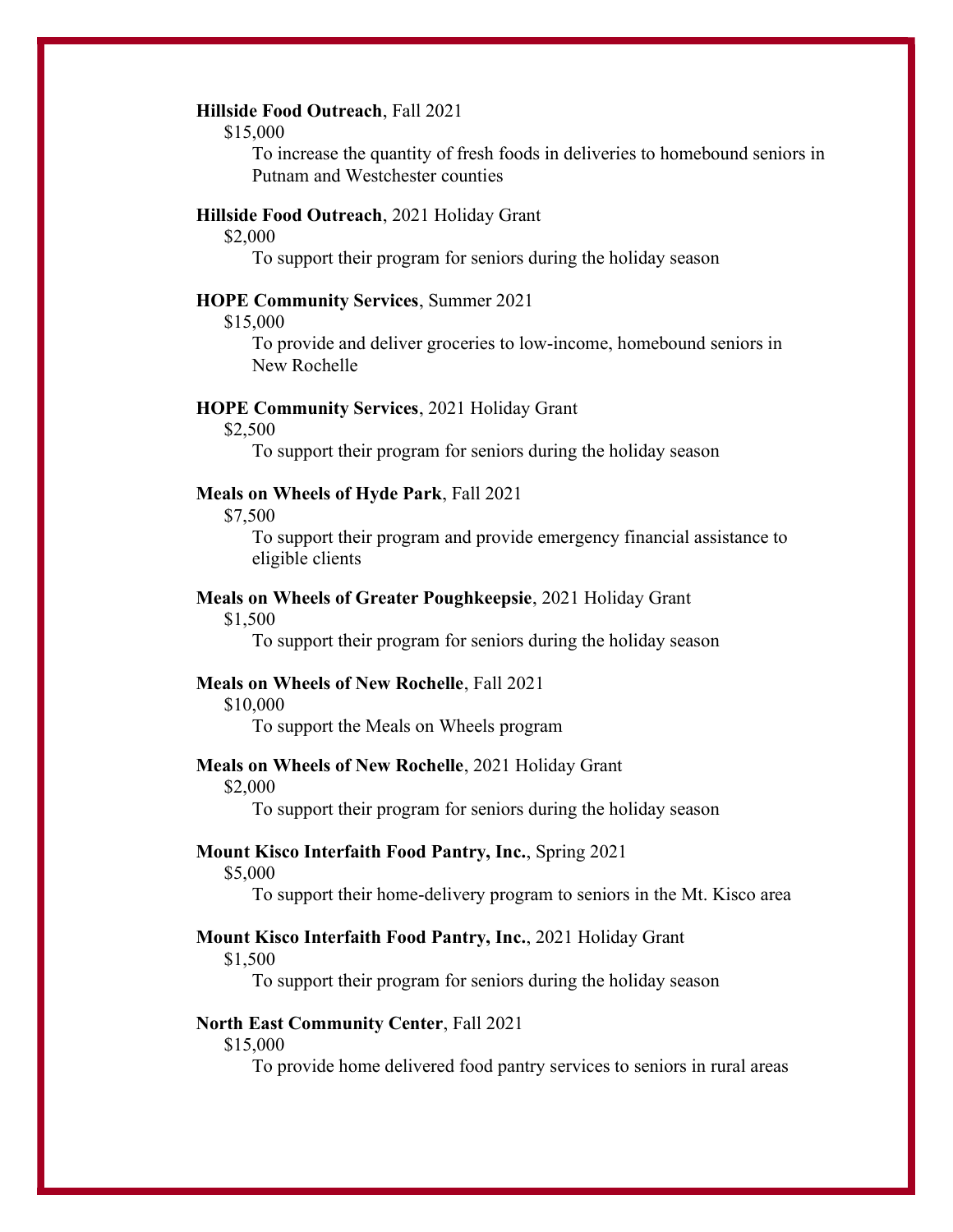**Hillside Food Outreach**, Fall 2021
$15,000
To increase the quantity of fresh foods in deliveries to homebound seniors in Putnam and Westchester counties

**Hillside Food Outreach**, 2021 Holiday Grant
$2,000
To support their program for seniors during the holiday season

**HOPE Community Services**, Summer 2021
$15,000
To provide and deliver groceries to low-income, homebound seniors in New Rochelle

**HOPE Community Services**, 2021 Holiday Grant
$2,500
To support their program for seniors during the holiday season

**Meals on Wheels of Hyde Park**, Fall 2021
$7,500
To support their program and provide emergency financial assistance to eligible clients

**Meals on Wheels of Greater Poughkeepsie**, 2021 Holiday Grant
$1,500
To support their program for seniors during the holiday season

**Meals on Wheels of New Rochelle**, Fall 2021
$10,000
To support the Meals on Wheels program

**Meals on Wheels of New Rochelle**, 2021 Holiday Grant
$2,000
To support their program for seniors during the holiday season

**Mount Kisco Interfaith Food Pantry, Inc.**, Spring 2021
$5,000
To support their home-delivery program to seniors in the Mt. Kisco area

**Mount Kisco Interfaith Food Pantry, Inc.**, 2021 Holiday Grant
$1,500
To support their program for seniors during the holiday season

**North East Community Center**, Fall 2021
$15,000
To provide home delivered food pantry services to seniors in rural areas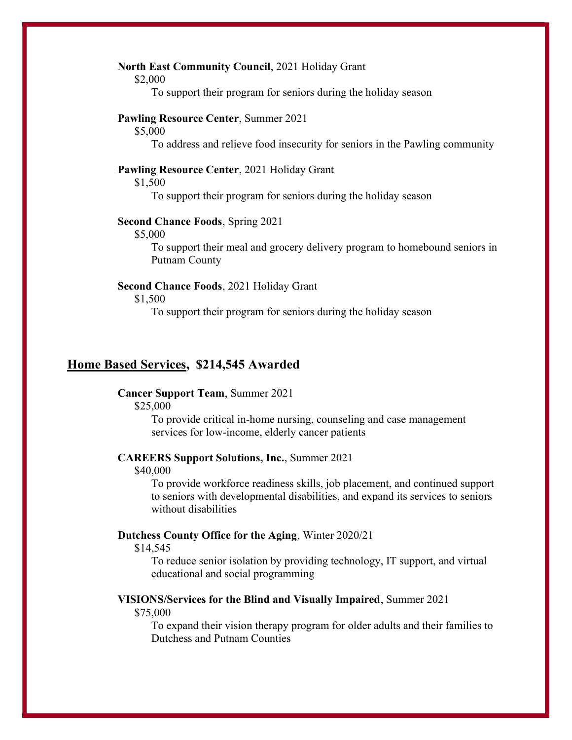**North East Community Council**, 2021 Holiday Grant

$2,000

To support their program for seniors during the holiday season

**Pawling Resource Center**, Summer 2021

$5,000

To address and relieve food insecurity for seniors in the Pawling community

**Pawling Resource Center**, 2021 Holiday Grant

$1,500

To support their program for seniors during the holiday season

**Second Chance Foods**, Spring 2021

$5,000

To support their meal and grocery delivery program to homebound seniors in Putnam County

**Second Chance Foods**, 2021 Holiday Grant

$1,500

To support their program for seniors during the holiday season

## Home Based Services, $214,545 Awarded

**Cancer Support Team**, Summer 2021

$25,000

To provide critical in-home nursing, counseling and case management services for low-income, elderly cancer patients

**CAREERS Support Solutions, Inc.**, Summer 2021

$40,000

To provide workforce readiness skills, job placement, and continued support to seniors with developmental disabilities, and expand its services to seniors without disabilities

**Dutchess County Office for the Aging**, Winter 2020/21

$14,545

To reduce senior isolation by providing technology, IT support, and virtual educational and social programming

**VISIONS/Services for the Blind and Visually Impaired**, Summer 2021

$75,000

To expand their vision therapy program for older adults and their families to Dutchess and Putnam Counties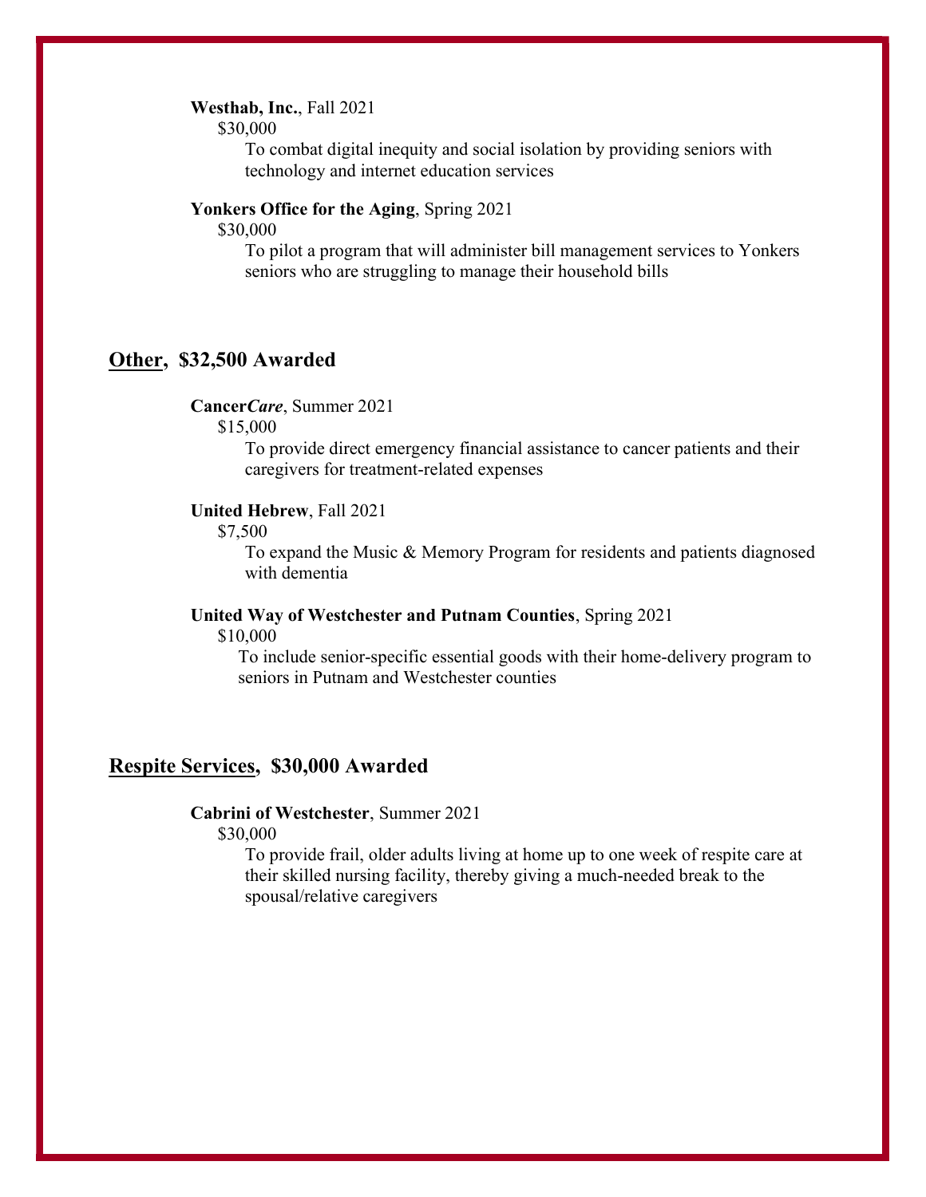**Westhab, Inc.**, Fall 2021

$30,000

To combat digital inequity and social isolation by providing seniors with technology and internet education services

**Yonkers Office for the Aging**, Spring 2021

$30,000

To pilot a program that will administer bill management services to Yonkers seniors who are struggling to manage their household bills

## <u>Other</u>, $32,500 Awarded

**Cancer*Care***, Summer 2021

$15,000

To provide direct emergency financial assistance to cancer patients and their caregivers for treatment-related expenses

**United Hebrew**, Fall 2021

$7,500

To expand the Music & Memory Program for residents and patients diagnosed with dementia

**United Way of Westchester and Putnam Counties**, Spring 2021

$10,000

To include senior-specific essential goods with their home-delivery program to seniors in Putnam and Westchester counties

## <u>Respite Services</u>, $30,000 Awarded

**Cabrini of Westchester**, Summer 2021

$30,000

To provide frail, older adults living at home up to one week of respite care at their skilled nursing facility, thereby giving a much-needed break to the spousal/relative caregivers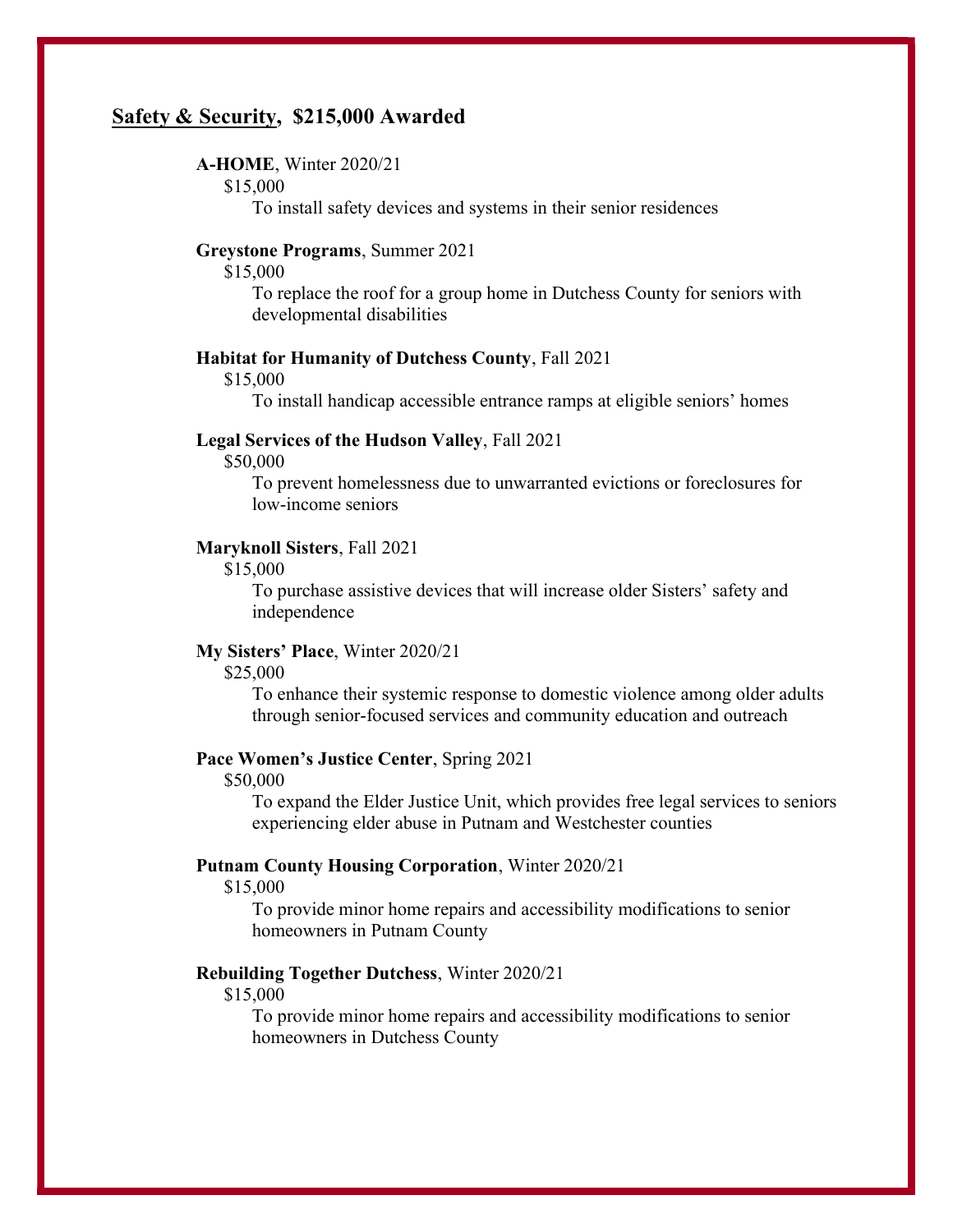## <u>Safety & Security</u>, $215,000 Awarded

**A-HOME**, Winter 2020/21

$15,000

To install safety devices and systems in their senior residences

**Greystone Programs**, Summer 2021

$15,000

To replace the roof for a group home in Dutchess County for seniors with developmental disabilities

**Habitat for Humanity of Dutchess County**, Fall 2021

$15,000

To install handicap accessible entrance ramps at eligible seniors' homes

**Legal Services of the Hudson Valley**, Fall 2021

$50,000

To prevent homelessness due to unwarranted evictions or foreclosures for low-income seniors

**Maryknoll Sisters**, Fall 2021

$15,000

To purchase assistive devices that will increase older Sisters' safety and independence

**My Sisters' Place**, Winter 2020/21

$25,000

To enhance their systemic response to domestic violence among older adults through senior-focused services and community education and outreach

**Pace Women's Justice Center**, Spring 2021

$50,000

To expand the Elder Justice Unit, which provides free legal services to seniors experiencing elder abuse in Putnam and Westchester counties

**Putnam County Housing Corporation**, Winter 2020/21

$15,000

To provide minor home repairs and accessibility modifications to senior homeowners in Putnam County

**Rebuilding Together Dutchess**, Winter 2020/21

$15,000

To provide minor home repairs and accessibility modifications to senior homeowners in Dutchess County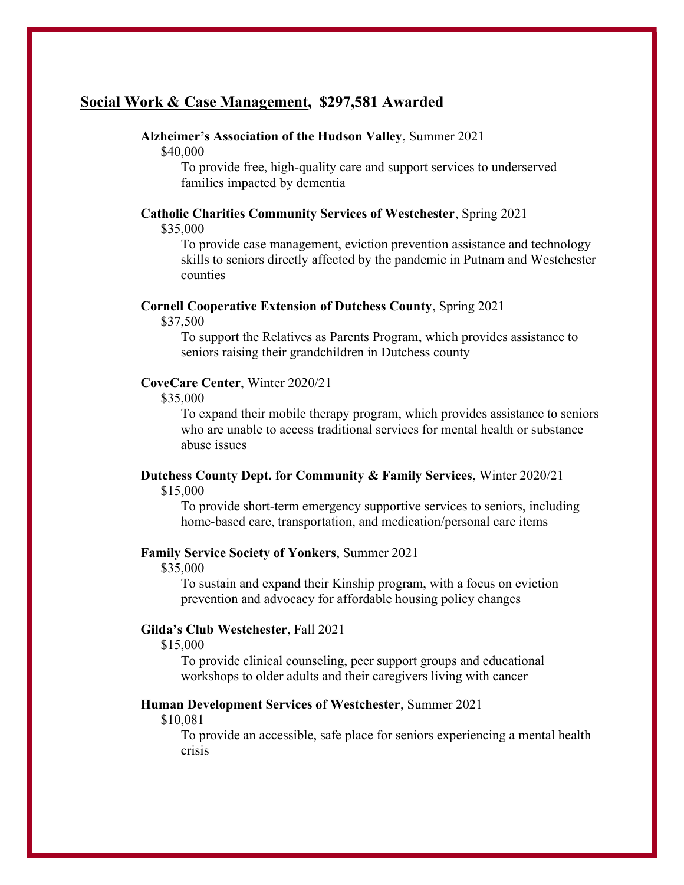## Social Work & Case Management, $297,581 Awarded

**Alzheimer's Association of the Hudson Valley**, Summer 2021
$40,000
To provide free, high-quality care and support services to underserved families impacted by dementia

**Catholic Charities Community Services of Westchester**, Spring 2021
$35,000
To provide case management, eviction prevention assistance and technology skills to seniors directly affected by the pandemic in Putnam and Westchester counties

**Cornell Cooperative Extension of Dutchess County**, Spring 2021
$37,500
To support the Relatives as Parents Program, which provides assistance to seniors raising their grandchildren in Dutchess county

**CoveCare Center**, Winter 2020/21
$35,000
To expand their mobile therapy program, which provides assistance to seniors who are unable to access traditional services for mental health or substance abuse issues

**Dutchess County Dept. for Community & Family Services**, Winter 2020/21
$15,000
To provide short-term emergency supportive services to seniors, including home-based care, transportation, and medication/personal care items

**Family Service Society of Yonkers**, Summer 2021
$35,000
To sustain and expand their Kinship program, with a focus on eviction prevention and advocacy for affordable housing policy changes

**Gilda's Club Westchester**, Fall 2021
$15,000
To provide clinical counseling, peer support groups and educational workshops to older adults and their caregivers living with cancer

**Human Development Services of Westchester**, Summer 2021
$10,081
To provide an accessible, safe place for seniors experiencing a mental health crisis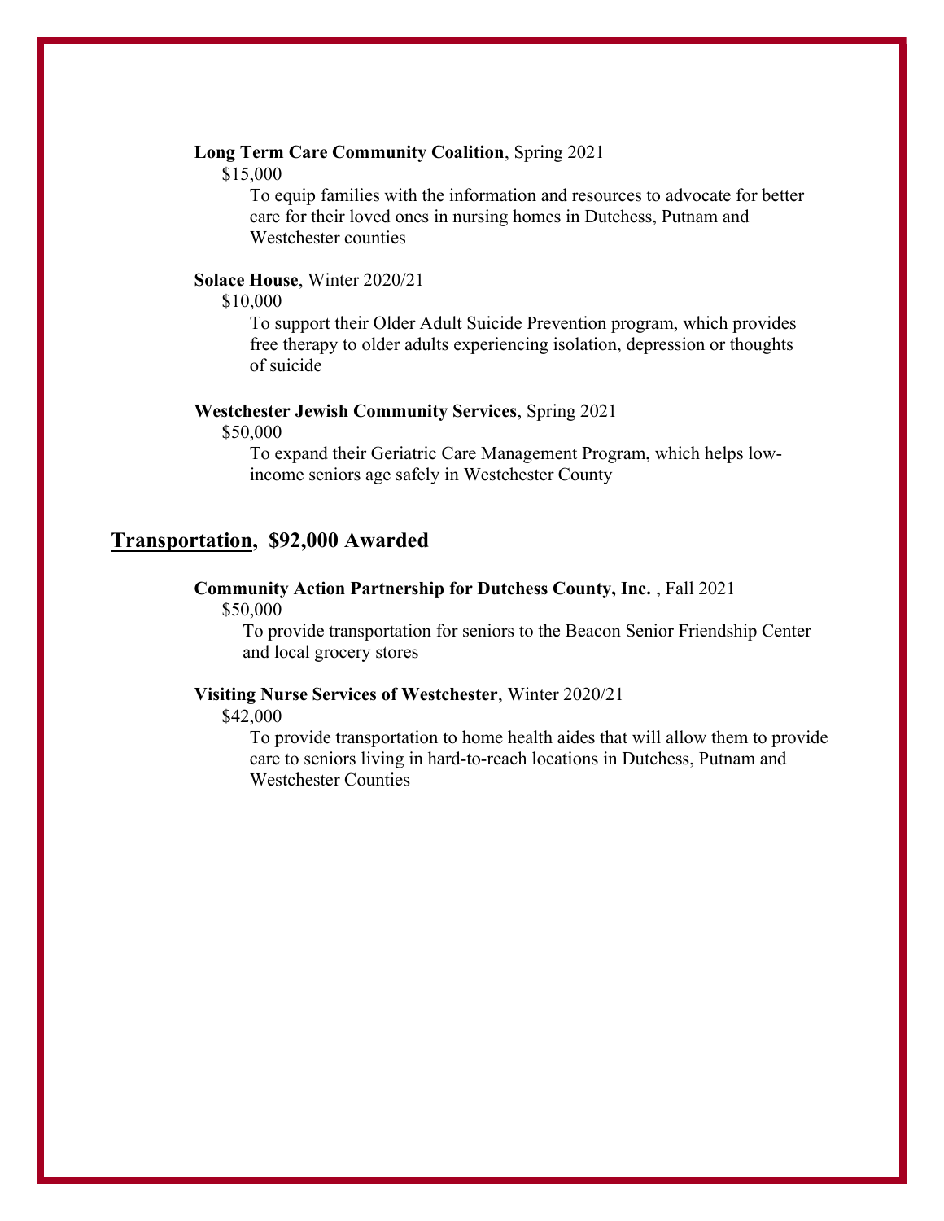**Long Term Care Community Coalition**, Spring 2021

$15,000

To equip families with the information and resources to advocate for better care for their loved ones in nursing homes in Dutchess, Putnam and Westchester counties

**Solace House**, Winter 2020/21

$10,000

To support their Older Adult Suicide Prevention program, which provides free therapy to older adults experiencing isolation, depression or thoughts of suicide

**Westchester Jewish Community Services**, Spring 2021

$50,000

To expand their Geriatric Care Management Program, which helps low-income seniors age safely in Westchester County

## <u>Transportation</u>, $92,000 Awarded

**Community Action Partnership for Dutchess County, Inc.** , Fall 2021

$50,000

To provide transportation for seniors to the Beacon Senior Friendship Center and local grocery stores

**Visiting Nurse Services of Westchester**, Winter 2020/21

$42,000

To provide transportation to home health aides that will allow them to provide care to seniors living in hard-to-reach locations in Dutchess, Putnam and Westchester Counties